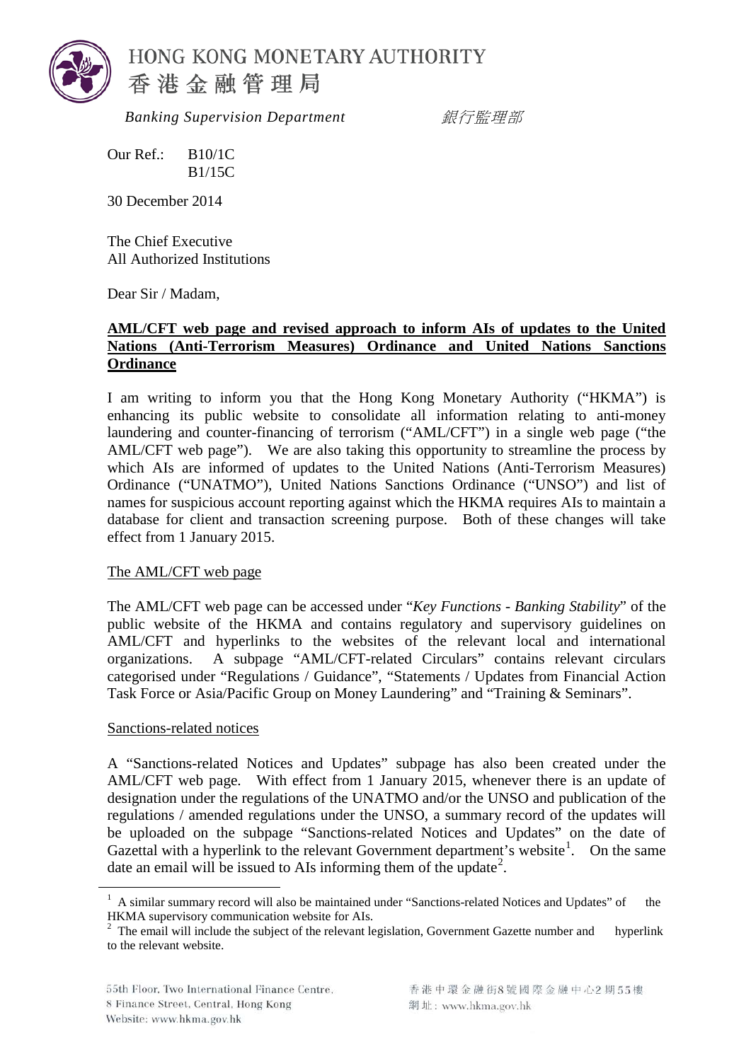HONG KONG MONETARY AUTHORITY
香港金融管理局

*Banking Supervision Department* *銀行監理部*

Our Ref.: B10/1C
B1/15C

30 December 2014

The Chief Executive
All Authorized Institutions

Dear Sir / Madam,

**AML/CFT web page and revised approach to inform AIs of updates to the United Nations (Anti-Terrorism Measures) Ordinance and United Nations Sanctions Ordinance**

I am writing to inform you that the Hong Kong Monetary Authority ("HKMA") is enhancing its public website to consolidate all information relating to anti-money laundering and counter-financing of terrorism ("AML/CFT") in a single web page ("the AML/CFT web page"). We are also taking this opportunity to streamline the process by which AIs are informed of updates to the United Nations (Anti-Terrorism Measures) Ordinance ("UNATMO"), United Nations Sanctions Ordinance ("UNSO") and list of names for suspicious account reporting against which the HKMA requires AIs to maintain a database for client and transaction screening purpose. Both of these changes will take effect from 1 January 2015.

The AML/CFT web page

The AML/CFT web page can be accessed under "*Key Functions - Banking Stability*" of the public website of the HKMA and contains regulatory and supervisory guidelines on AML/CFT and hyperlinks to the websites of the relevant local and international organizations. A subpage "AML/CFT-related Circulars" contains relevant circulars categorised under "Regulations / Guidance", "Statements / Updates from Financial Action Task Force or Asia/Pacific Group on Money Laundering" and "Training & Seminars".

Sanctions-related notices

A "Sanctions-related Notices and Updates" subpage has also been created under the AML/CFT web page. With effect from 1 January 2015, whenever there is an update of designation under the regulations of the UNATMO and/or the UNSO and publication of the regulations / amended regulations under the UNSO, a summary record of the updates will be uploaded on the subpage "Sanctions-related Notices and Updates" on the date of Gazettal with a hyperlink to the relevant Government department's website[1]. On the same date an email will be issued to AIs informing them of the update[2].

[1] A similar summary record will also be maintained under "Sanctions-related Notices and Updates" of the HKMA supervisory communication website for AIs.

[2] The email will include the subject of the relevant legislation, Government Gazette number and hyperlink to the relevant website.

55th Floor, Two International Finance Centre, 8 Finance Street, Central, Hong Kong
Website: www.hkma.gov.hk

香港中環金融街8號國際金融中心2期55樓
網址：www.hkma.gov.hk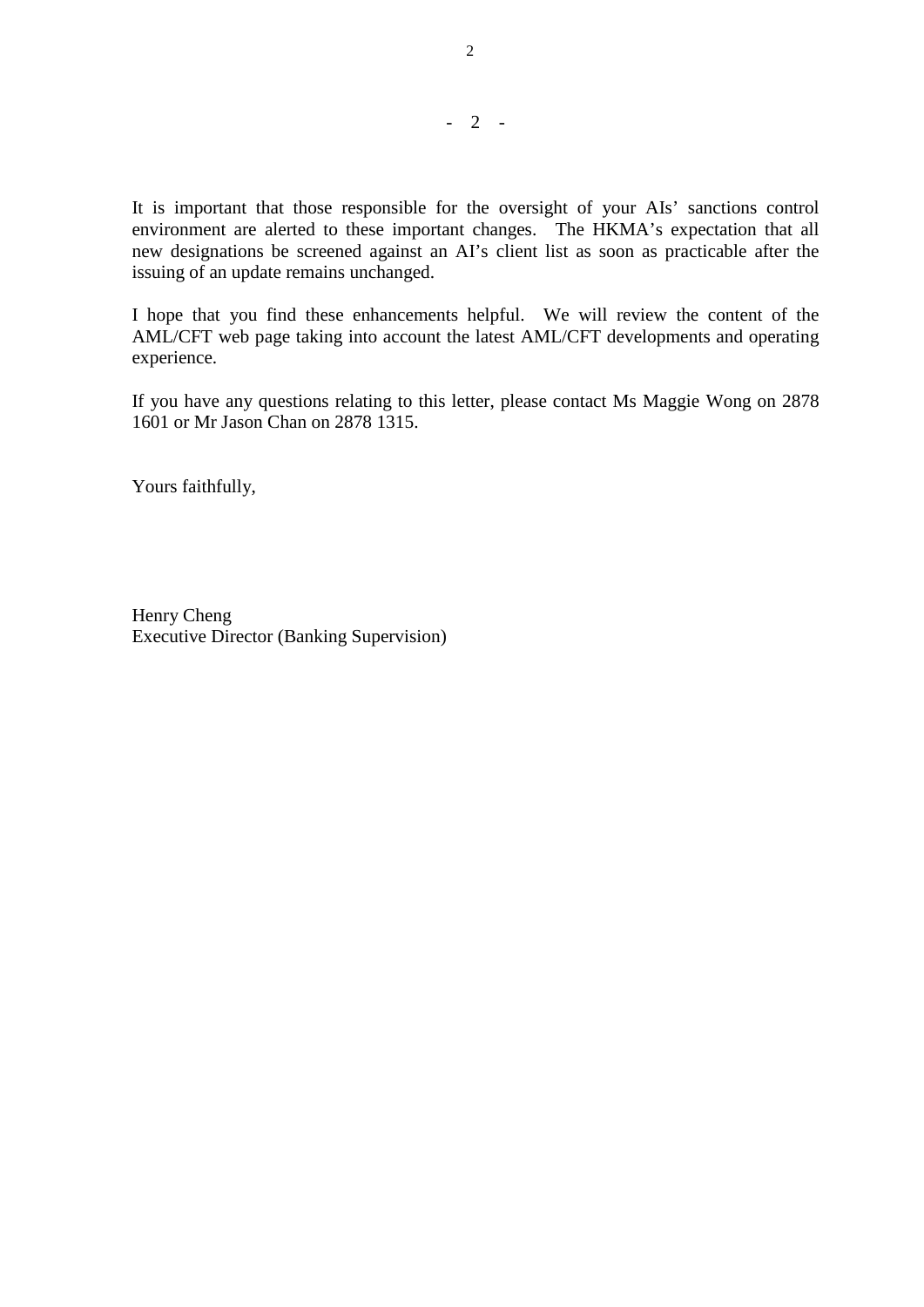It is important that those responsible for the oversight of your AIs' sanctions control environment are alerted to these important changes. The HKMA's expectation that all new designations be screened against an AI's client list as soon as practicable after the issuing of an update remains unchanged.

I hope that you find these enhancements helpful. We will review the content of the AML/CFT web page taking into account the latest AML/CFT developments and operating experience.

If you have any questions relating to this letter, please contact Ms Maggie Wong on 2878 1601 or Mr Jason Chan on 2878 1315.

Yours faithfully,

Henry Cheng
Executive Director (Banking Supervision)